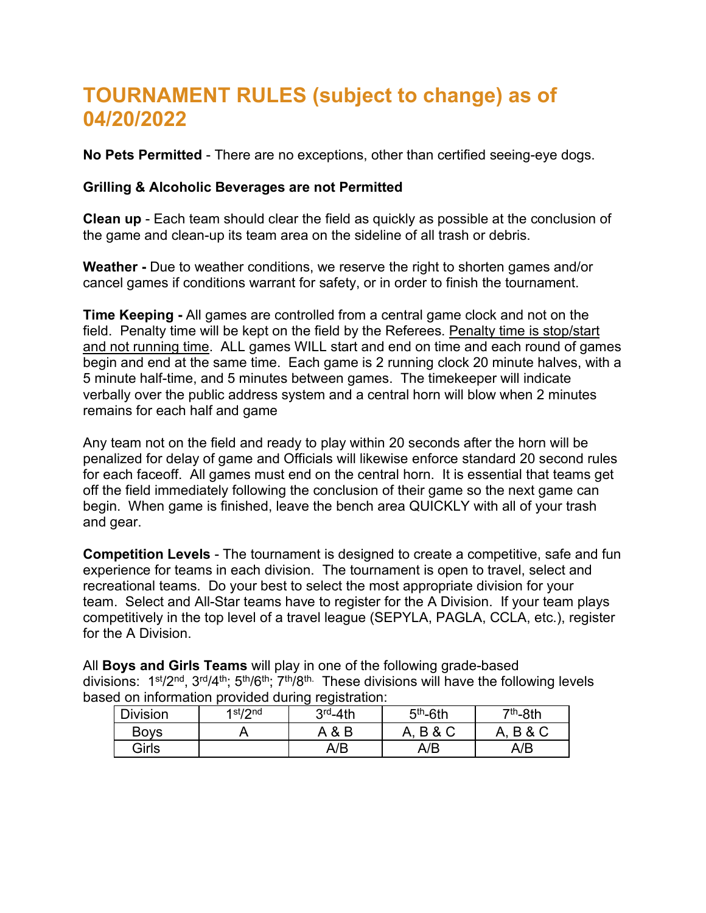# TOURNAMENT RULES (subject to change) as of 04/20/2022

**No Pets Permitted** - There are no exceptions, other than certified seeing-eye dogs.

**Grilling & Alcoholic Beverages are not Permitted**

**Clean up** - Each team should clear the field as quickly as possible at the conclusion of the game and clean-up its team area on the sideline of all trash or debris.

**Weather -** Due to weather conditions, we reserve the right to shorten games and/or cancel games if conditions warrant for safety, or in order to finish the tournament.

**Time Keeping -** All games are controlled from a central game clock and not on the field. Penalty time will be kept on the field by the Referees. <u>Penalty time is stop/start and not running time</u>. ALL games WILL start and end on time and each round of games begin and end at the same time. Each game is 2 running clock 20 minute halves, with a 5 minute half-time, and 5 minutes between games. The timekeeper will indicate verbally over the public address system and a central horn will blow when 2 minutes remains for each half and game

Any team not on the field and ready to play within 20 seconds after the horn will be penalized for delay of game and Officials will likewise enforce standard 20 second rules for each faceoff. All games must end on the central horn. It is essential that teams get off the field immediately following the conclusion of their game so the next game can begin. When game is finished, leave the bench area QUICKLY with all of your trash and gear.

**Competition Levels** - The tournament is designed to create a competitive, safe and fun experience for teams in each division. The tournament is open to travel, select and recreational teams. Do your best to select the most appropriate division for your team. Select and All-Star teams have to register for the A Division. If your team plays competitively in the top level of a travel league (SEPYLA, PAGLA, CCLA, etc.), register for the A Division.

All **Boys and Girls Teams** will play in one of the following grade-based divisions: 1st/2nd, 3rd/4th; 5th/6th; 7th/8th. These divisions will have the following levels based on information provided during registration:

| Division | 1st/2nd | 3rd-4th | 5th-6th | 7th-8th |
|---|---|---|---|---|
| Boys | A | A & B | A, B & C | A, B & C |
| Girls | | A/B | A/B | A/B |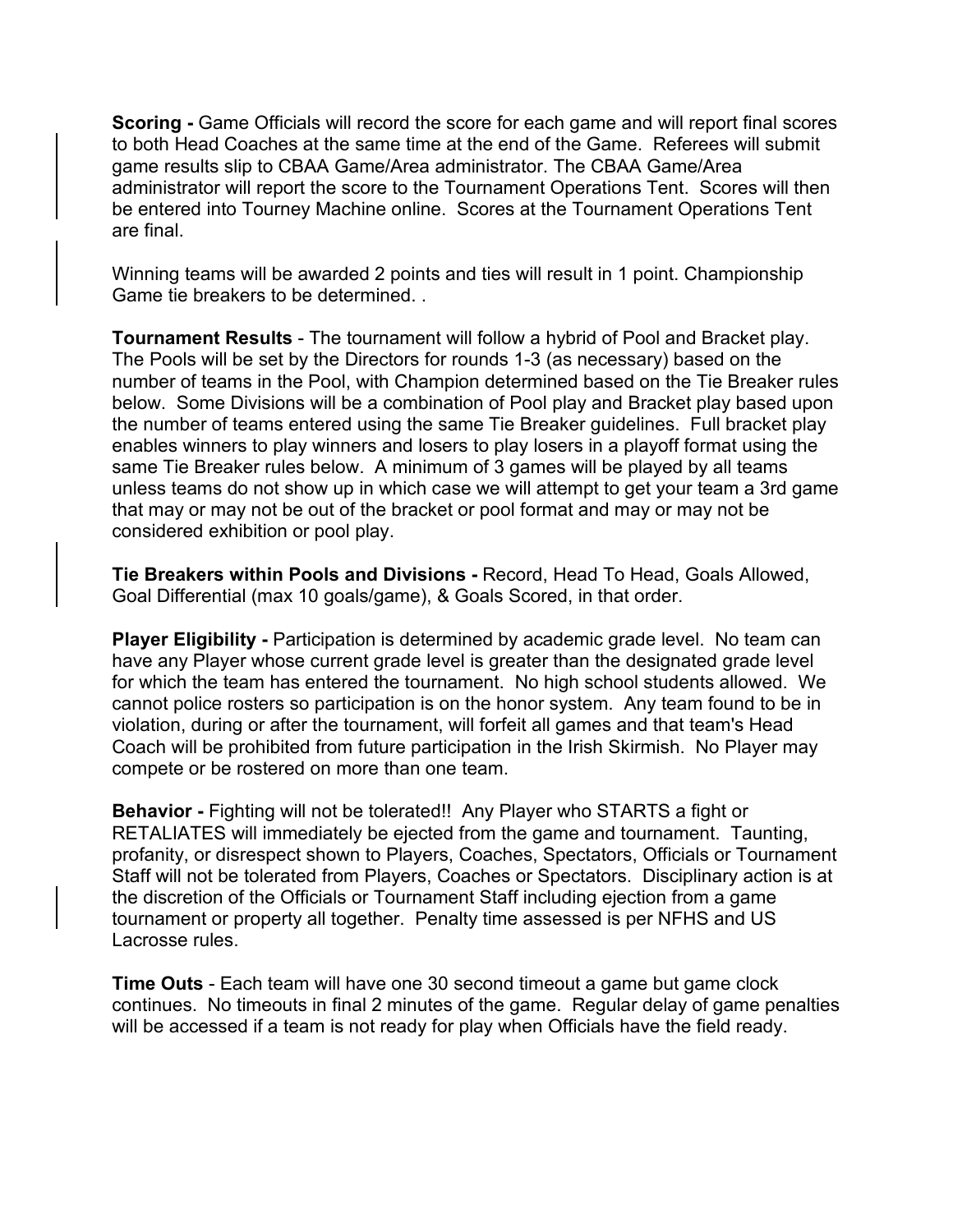**Scoring -** Game Officials will record the score for each game and will report final scores to both Head Coaches at the same time at the end of the Game. Referees will submit game results slip to CBAA Game/Area administrator. The CBAA Game/Area administrator will report the score to the Tournament Operations Tent. Scores will then be entered into Tourney Machine online. Scores at the Tournament Operations Tent are final.

Winning teams will be awarded 2 points and ties will result in 1 point. Championship Game tie breakers to be determined. .

**Tournament Results** - The tournament will follow a hybrid of Pool and Bracket play. The Pools will be set by the Directors for rounds 1-3 (as necessary) based on the number of teams in the Pool, with Champion determined based on the Tie Breaker rules below. Some Divisions will be a combination of Pool play and Bracket play based upon the number of teams entered using the same Tie Breaker guidelines. Full bracket play enables winners to play winners and losers to play losers in a playoff format using the same Tie Breaker rules below. A minimum of 3 games will be played by all teams unless teams do not show up in which case we will attempt to get your team a 3rd game that may or may not be out of the bracket or pool format and may or may not be considered exhibition or pool play.

**Tie Breakers within Pools and Divisions -** Record, Head To Head, Goals Allowed, Goal Differential (max 10 goals/game), & Goals Scored, in that order.

**Player Eligibility -** Participation is determined by academic grade level. No team can have any Player whose current grade level is greater than the designated grade level for which the team has entered the tournament. No high school students allowed. We cannot police rosters so participation is on the honor system. Any team found to be in violation, during or after the tournament, will forfeit all games and that team's Head Coach will be prohibited from future participation in the Irish Skirmish. No Player may compete or be rostered on more than one team.

**Behavior -** Fighting will not be tolerated!! Any Player who STARTS a fight or RETALIATES will immediately be ejected from the game and tournament. Taunting, profanity, or disrespect shown to Players, Coaches, Spectators, Officials or Tournament Staff will not be tolerated from Players, Coaches or Spectators. Disciplinary action is at the discretion of the Officials or Tournament Staff including ejection from a game tournament or property all together. Penalty time assessed is per NFHS and US Lacrosse rules.

**Time Outs** - Each team will have one 30 second timeout a game but game clock continues. No timeouts in final 2 minutes of the game. Regular delay of game penalties will be accessed if a team is not ready for play when Officials have the field ready.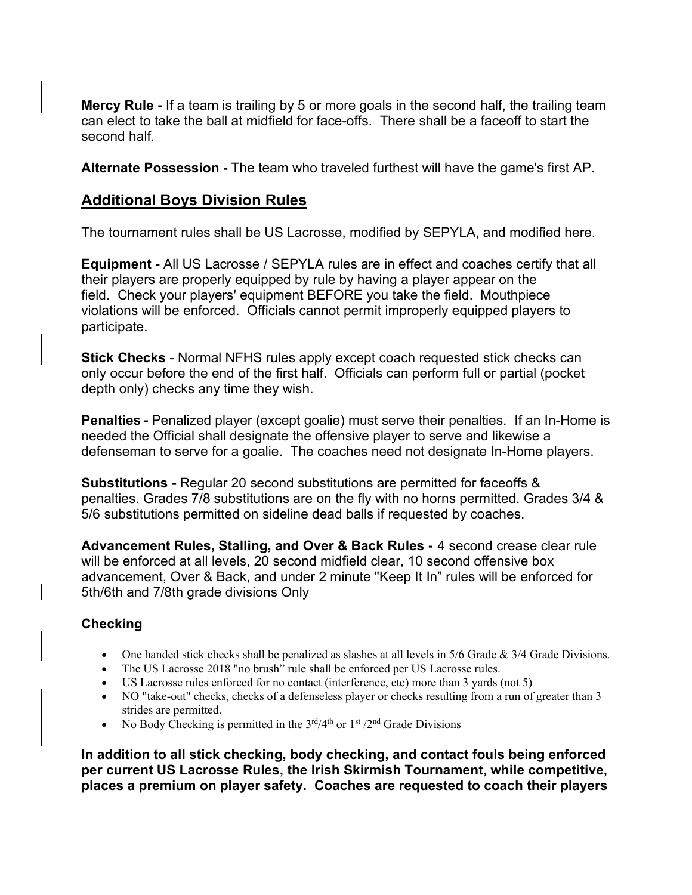**Mercy Rule -** If a team is trailing by 5 or more goals in the second half, the trailing team can elect to take the ball at midfield for face-offs. There shall be a faceoff to start the second half.

**Alternate Possession -** The team who traveled furthest will have the game's first AP.

## Additional Boys Division Rules

The tournament rules shall be US Lacrosse, modified by SEPYLA, and modified here.

**Equipment -** All US Lacrosse / SEPYLA rules are in effect and coaches certify that all their players are properly equipped by rule by having a player appear on the field. Check your players' equipment BEFORE you take the field. Mouthpiece violations will be enforced. Officials cannot permit improperly equipped players to participate.

**Stick Checks** - Normal NFHS rules apply except coach requested stick checks can only occur before the end of the first half. Officials can perform full or partial (pocket depth only) checks any time they wish.

**Penalties -** Penalized player (except goalie) must serve their penalties. If an In-Home is needed the Official shall designate the offensive player to serve and likewise a defenseman to serve for a goalie. The coaches need not designate In-Home players.

**Substitutions -** Regular 20 second substitutions are permitted for faceoffs & penalties. Grades 7/8 substitutions are on the fly with no horns permitted. Grades 3/4 & 5/6 substitutions permitted on sideline dead balls if requested by coaches.

**Advancement Rules, Stalling, and Over & Back Rules -** 4 second crease clear rule will be enforced at all levels, 20 second midfield clear, 10 second offensive box advancement, Over & Back, and under 2 minute "Keep It In" rules will be enforced for 5th/6th and 7/8th grade divisions Only

### Checking

- One handed stick checks shall be penalized as slashes at all levels in 5/6 Grade & 3/4 Grade Divisions.
- The US Lacrosse 2018 "no brush" rule shall be enforced per US Lacrosse rules.
- US Lacrosse rules enforced for no contact (interference, etc) more than 3 yards (not 5)
- NO "take-out" checks, checks of a defenseless player or checks resulting from a run of greater than 3 strides are permitted.
- No Body Checking is permitted in the 3rd/4th or 1st /2nd Grade Divisions

**In addition to all stick checking, body checking, and contact fouls being enforced per current US Lacrosse Rules, the Irish Skirmish Tournament, while competitive, places a premium on player safety. Coaches are requested to coach their players**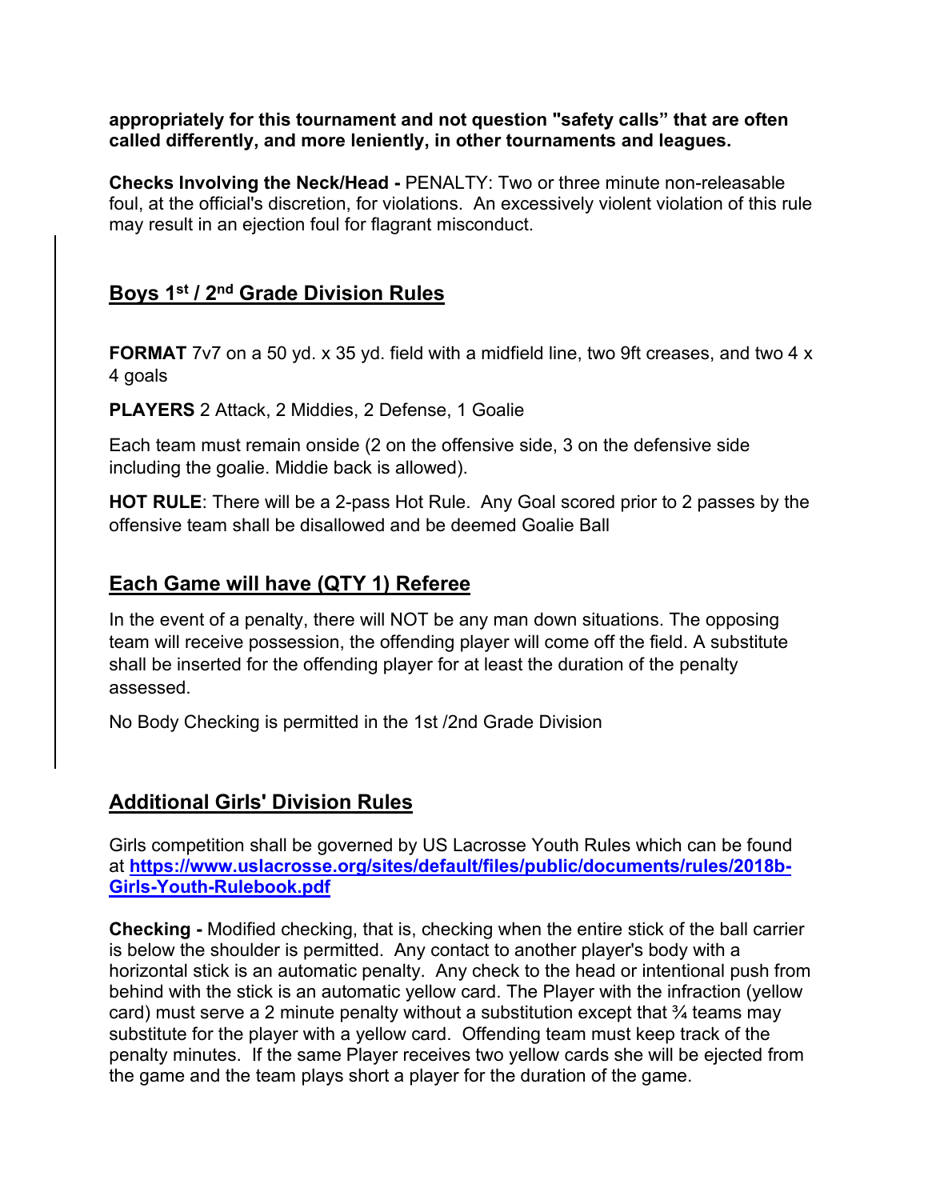**appropriately for this tournament and not question "safety calls" that are often called differently, and more leniently, in other tournaments and leagues.**

**Checks Involving the Neck/Head -** PENALTY: Two or three minute non-releasable foul, at the official's discretion, for violations. An excessively violent violation of this rule may result in an ejection foul for flagrant misconduct.

## Boys 1st / 2nd Grade Division Rules

**FORMAT** 7v7 on a 50 yd. x 35 yd. field with a midfield line, two 9ft creases, and two 4 x 4 goals

**PLAYERS** 2 Attack, 2 Middies, 2 Defense, 1 Goalie

Each team must remain onside (2 on the offensive side, 3 on the defensive side including the goalie. Middie back is allowed).

**HOT RULE**: There will be a 2-pass Hot Rule. Any Goal scored prior to 2 passes by the offensive team shall be disallowed and be deemed Goalie Ball

## Each Game will have (QTY 1) Referee

In the event of a penalty, there will NOT be any man down situations. The opposing team will receive possession, the offending player will come off the field. A substitute shall be inserted for the offending player for at least the duration of the penalty assessed.

No Body Checking is permitted in the 1st /2nd Grade Division

## Additional Girls' Division Rules

Girls competition shall be governed by US Lacrosse Youth Rules which can be found at **https://www.uslacrosse.org/sites/default/files/public/documents/rules/2018b-Girls-Youth-Rulebook.pdf**

**Checking -** Modified checking, that is, checking when the entire stick of the ball carrier is below the shoulder is permitted. Any contact to another player's body with a horizontal stick is an automatic penalty. Any check to the head or intentional push from behind with the stick is an automatic yellow card. The Player with the infraction (yellow card) must serve a 2 minute penalty without a substitution except that ¾ teams may substitute for the player with a yellow card. Offending team must keep track of the penalty minutes. If the same Player receives two yellow cards she will be ejected from the game and the team plays short a player for the duration of the game.